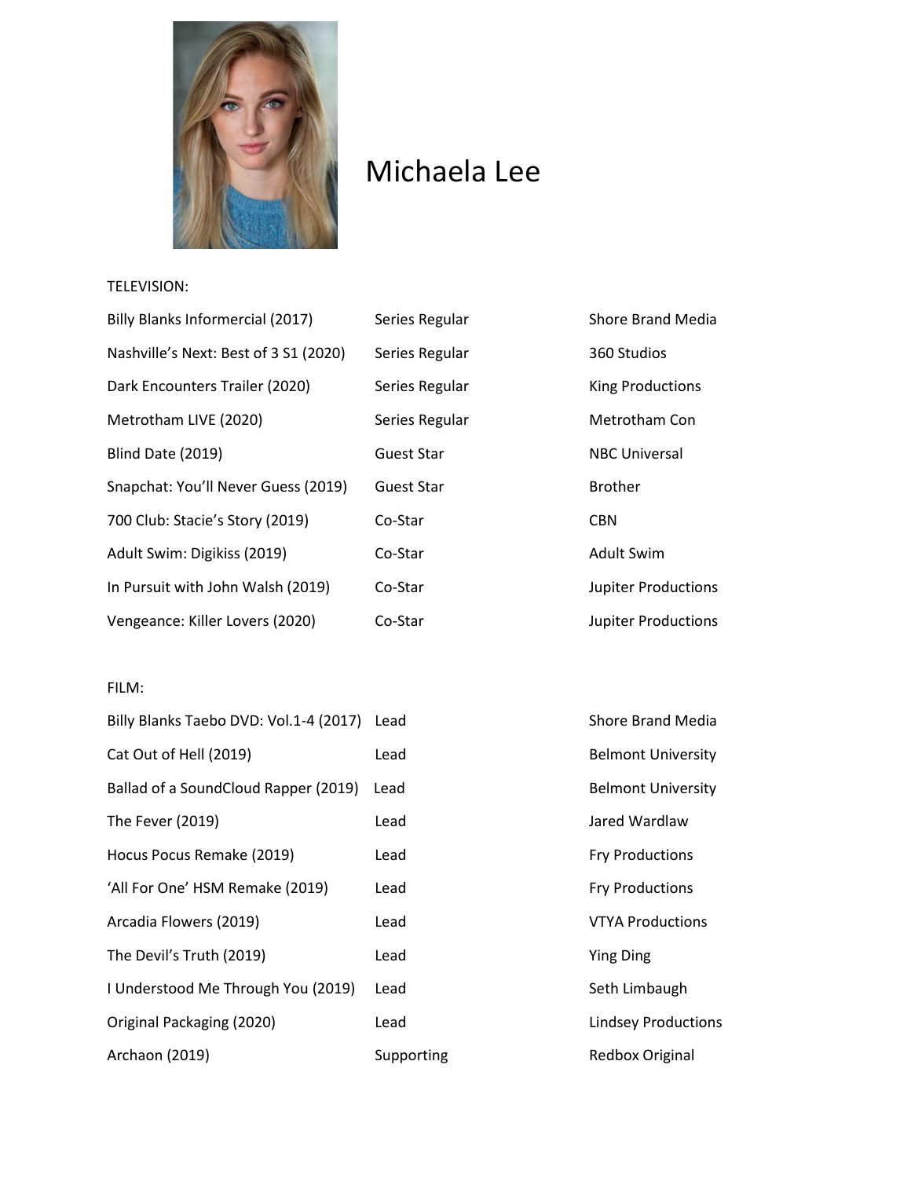# Michaela Lee

TELEVISION:

| | | |
|---|---|---|
| Billy Blanks Informercial (2017) | Series Regular | Shore Brand Media |
| Nashville's Next: Best of 3 S1 (2020) | Series Regular | 360 Studios |
| Dark Encounters Trailer (2020) | Series Regular | King Productions |
| Metrotham LIVE (2020) | Series Regular | Metrotham Con |
| Blind Date (2019) | Guest Star | NBC Universal |
| Snapchat: You'll Never Guess (2019) | Guest Star | Brother |
| 700 Club: Stacie's Story (2019) | Co-Star | CBN |
| Adult Swim: Digikiss (2019) | Co-Star | Adult Swim |
| In Pursuit with John Walsh (2019) | Co-Star | Jupiter Productions |
| Vengeance: Killer Lovers (2020) | Co-Star | Jupiter Productions |

FILM:

| | | |
|---|---|---|
| Billy Blanks Taebo DVD: Vol.1-4 (2017) | Lead | Shore Brand Media |
| Cat Out of Hell (2019) | Lead | Belmont University |
| Ballad of a SoundCloud Rapper (2019) | Lead | Belmont University |
| The Fever (2019) | Lead | Jared Wardlaw |
| Hocus Pocus Remake (2019) | Lead | Fry Productions |
| 'All For One' HSM Remake (2019) | Lead | Fry Productions |
| Arcadia Flowers (2019) | Lead | VTYA Productions |
| The Devil's Truth (2019) | Lead | Ying Ding |
| I Understood Me Through You (2019) | Lead | Seth Limbaugh |
| Original Packaging (2020) | Lead | Lindsey Productions |
| Archaon (2019) | Supporting | Redbox Original |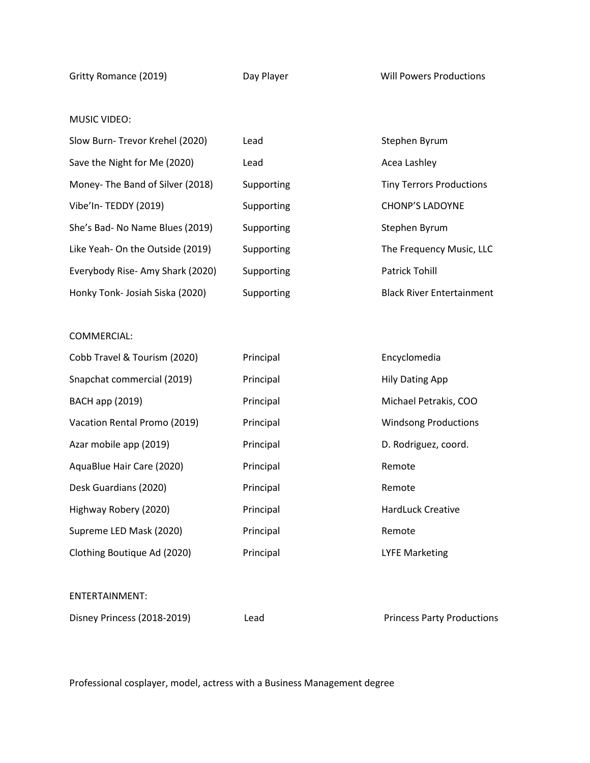| | | |
|---|---|---|
| Gritty Romance (2019) | Day Player | Will Powers Productions |

MUSIC VIDEO:

| | | |
|---|---|---|
| Slow Burn- Trevor Krehel (2020) | Lead | Stephen Byrum |
| Save the Night for Me (2020) | Lead | Acea Lashley |
| Money- The Band of Silver (2018) | Supporting | Tiny Terrors Productions |
| Vibe'In- TEDDY (2019) | Supporting | CHONP'S LADOYNE |
| She's Bad- No Name Blues (2019) | Supporting | Stephen Byrum |
| Like Yeah- On the Outside (2019) | Supporting | The Frequency Music, LLC |
| Everybody Rise- Amy Shark (2020) | Supporting | Patrick Tohill |
| Honky Tonk- Josiah Siska (2020) | Supporting | Black River Entertainment |

COMMERCIAL:

| | | |
|---|---|---|
| Cobb Travel & Tourism (2020) | Principal | Encyclomedia |
| Snapchat commercial (2019) | Principal | Hily Dating App |
| BACH app (2019) | Principal | Michael Petrakis, COO |
| Vacation Rental Promo (2019) | Principal | Windsong Productions |
| Azar mobile app (2019) | Principal | D. Rodriguez, coord. |
| AquaBlue Hair Care (2020) | Principal | Remote |
| Desk Guardians (2020) | Principal | Remote |
| Highway Robery (2020) | Principal | HardLuck Creative |
| Supreme LED Mask (2020) | Principal | Remote |
| Clothing Boutique Ad (2020) | Principal | LYFE Marketing |

ENTERTAINMENT:

| | | |
|---|---|---|
| Disney Princess (2018-2019) | Lead | Princess Party Productions |

Professional cosplayer, model, actress with a Business Management degree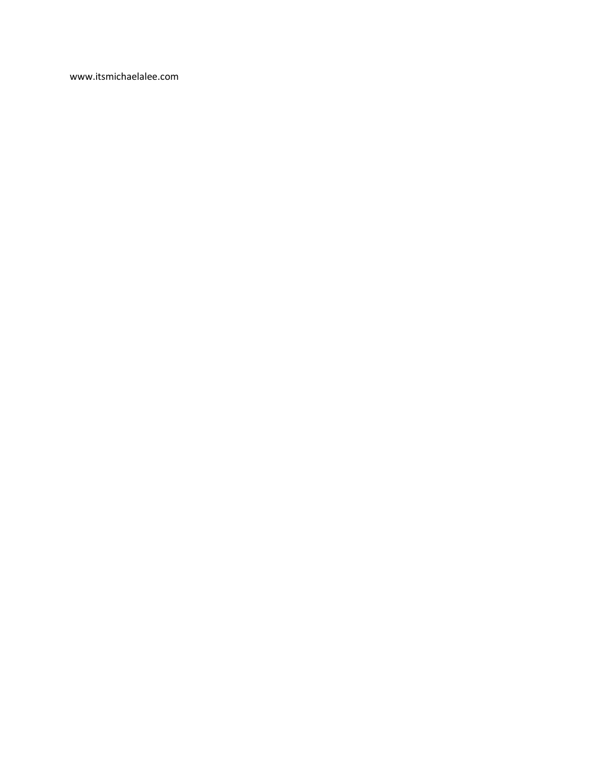www.itsmichaelalee.com